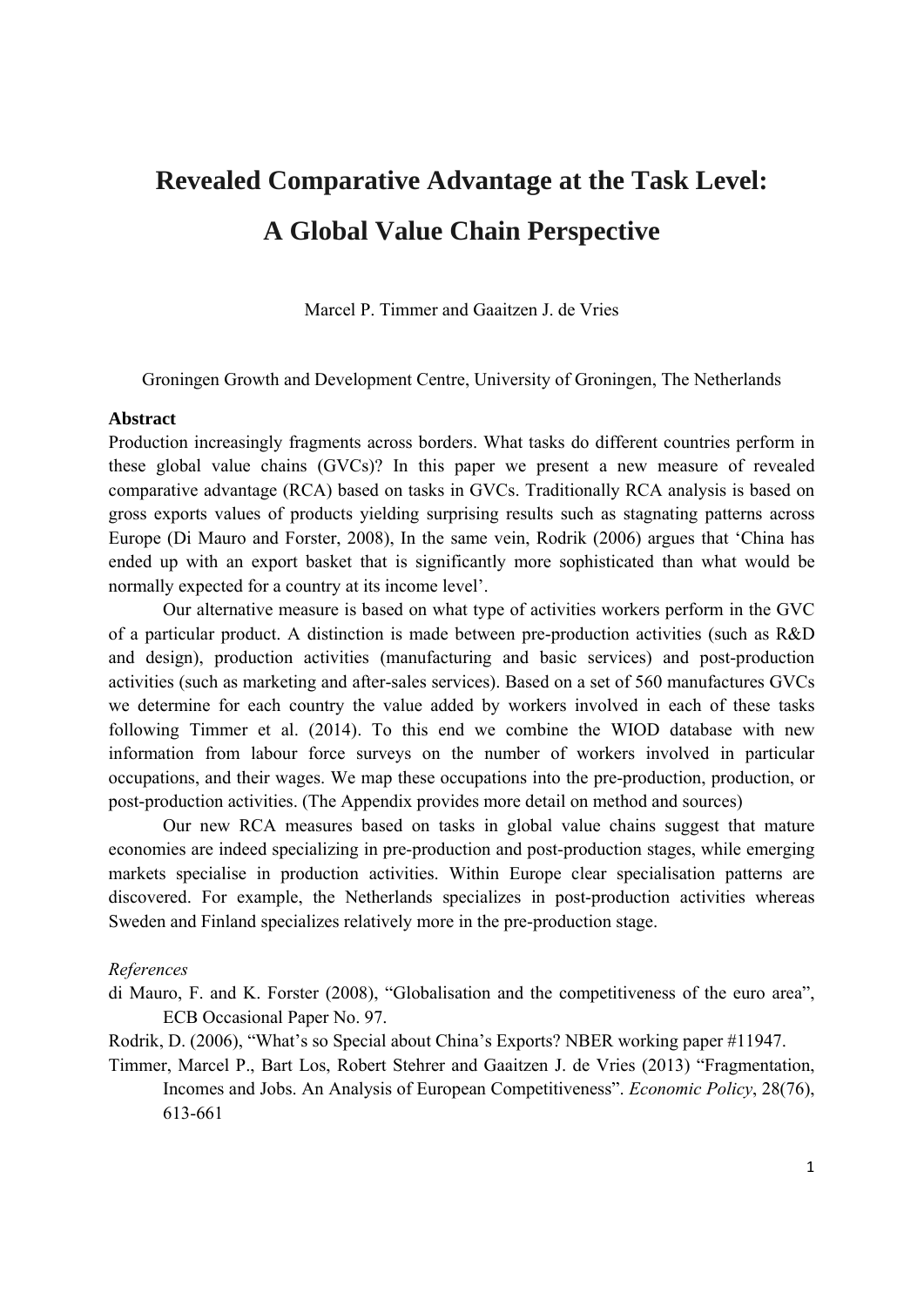# Revealed Comparative Advantage at the Task Level: A Global Value Chain Perspective

Marcel P. Timmer and Gaaitzen J. de Vries

Groningen Growth and Development Centre, University of Groningen, The Netherlands

**Abstract**

Production increasingly fragments across borders. What tasks do different countries perform in these global value chains (GVCs)? In this paper we present a new measure of revealed comparative advantage (RCA) based on tasks in GVCs. Traditionally RCA analysis is based on gross exports values of products yielding surprising results such as stagnating patterns across Europe (Di Mauro and Forster, 2008), In the same vein, Rodrik (2006) argues that 'China has ended up with an export basket that is significantly more sophisticated than what would be normally expected for a country at its income level'.

Our alternative measure is based on what type of activities workers perform in the GVC of a particular product. A distinction is made between pre-production activities (such as R&D and design), production activities (manufacturing and basic services) and post-production activities (such as marketing and after-sales services). Based on a set of 560 manufactures GVCs we determine for each country the value added by workers involved in each of these tasks following Timmer et al. (2014). To this end we combine the WIOD database with new information from labour force surveys on the number of workers involved in particular occupations, and their wages. We map these occupations into the pre-production, production, or post-production activities. (The Appendix provides more detail on method and sources)

Our new RCA measures based on tasks in global value chains suggest that mature economies are indeed specializing in pre-production and post-production stages, while emerging markets specialise in production activities. Within Europe clear specialisation patterns are discovered. For example, the Netherlands specializes in post-production activities whereas Sweden and Finland specializes relatively more in the pre-production stage.

*References*

di Mauro, F. and K. Forster (2008), "Globalisation and the competitiveness of the euro area", ECB Occasional Paper No. 97.

Rodrik, D. (2006), "What's so Special about China's Exports? NBER working paper #11947.

Timmer, Marcel P., Bart Los, Robert Stehrer and Gaaitzen J. de Vries (2013) "Fragmentation, Incomes and Jobs. An Analysis of European Competitiveness". *Economic Policy*, 28(76), 613-661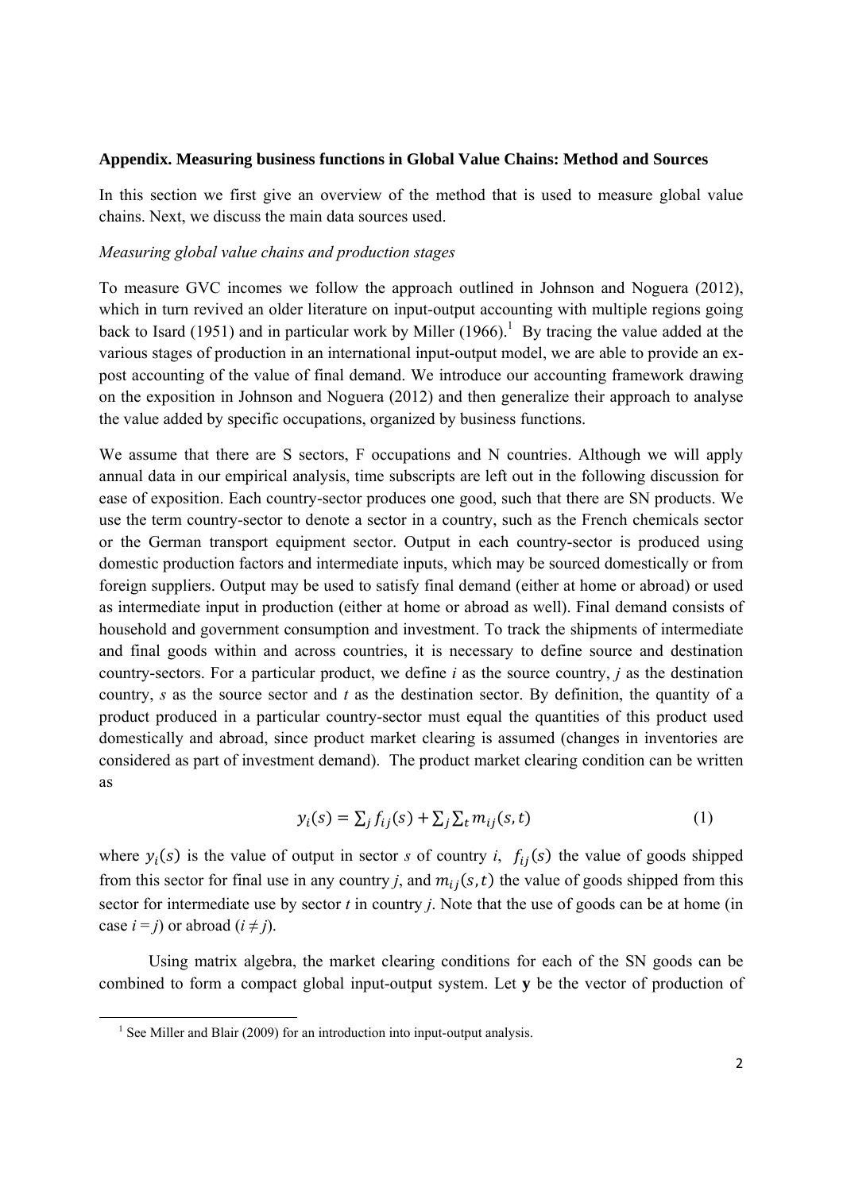**Appendix. Measuring business functions in Global Value Chains: Method and Sources**

In this section we first give an overview of the method that is used to measure global value chains. Next, we discuss the main data sources used.

*Measuring global value chains and production stages*

To measure GVC incomes we follow the approach outlined in Johnson and Noguera (2012), which in turn revived an older literature on input-output accounting with multiple regions going back to Isard (1951) and in particular work by Miller (1966).[1] By tracing the value added at the various stages of production in an international input-output model, we are able to provide an ex-post accounting of the value of final demand. We introduce our accounting framework drawing on the exposition in Johnson and Noguera (2012) and then generalize their approach to analyse the value added by specific occupations, organized by business functions.

We assume that there are S sectors, F occupations and N countries. Although we will apply annual data in our empirical analysis, time subscripts are left out in the following discussion for ease of exposition. Each country-sector produces one good, such that there are SN products. We use the term country-sector to denote a sector in a country, such as the French chemicals sector or the German transport equipment sector. Output in each country-sector is produced using domestic production factors and intermediate inputs, which may be sourced domestically or from foreign suppliers. Output may be used to satisfy final demand (either at home or abroad) or used as intermediate input in production (either at home or abroad as well). Final demand consists of household and government consumption and investment. To track the shipments of intermediate and final goods within and across countries, it is necessary to define source and destination country-sectors. For a particular product, we define *i* as the source country, *j* as the destination country, *s* as the source sector and *t* as the destination sector. By definition, the quantity of a product produced in a particular country-sector must equal the quantities of this product used domestically and abroad, since product market clearing is assumed (changes in inventories are considered as part of investment demand). The product market clearing condition can be written as

$$y_i(s) = \sum_j f_{ij}(s) + \sum_j \sum_t m_{ij}(s,t) \tag{1}$$

where $y_i(s)$ is the value of output in sector *s* of country *i*, $f_{ij}(s)$ the value of goods shipped from this sector for final use in any country *j*, and $m_{ij}(s,t)$ the value of goods shipped from this sector for intermediate use by sector *t* in country *j*. Note that the use of goods can be at home (in case $i = j$) or abroad ($i \neq j$).

Using matrix algebra, the market clearing conditions for each of the SN goods can be combined to form a compact global input-output system. Let **y** be the vector of production of

[1] See Miller and Blair (2009) for an introduction into input-output analysis.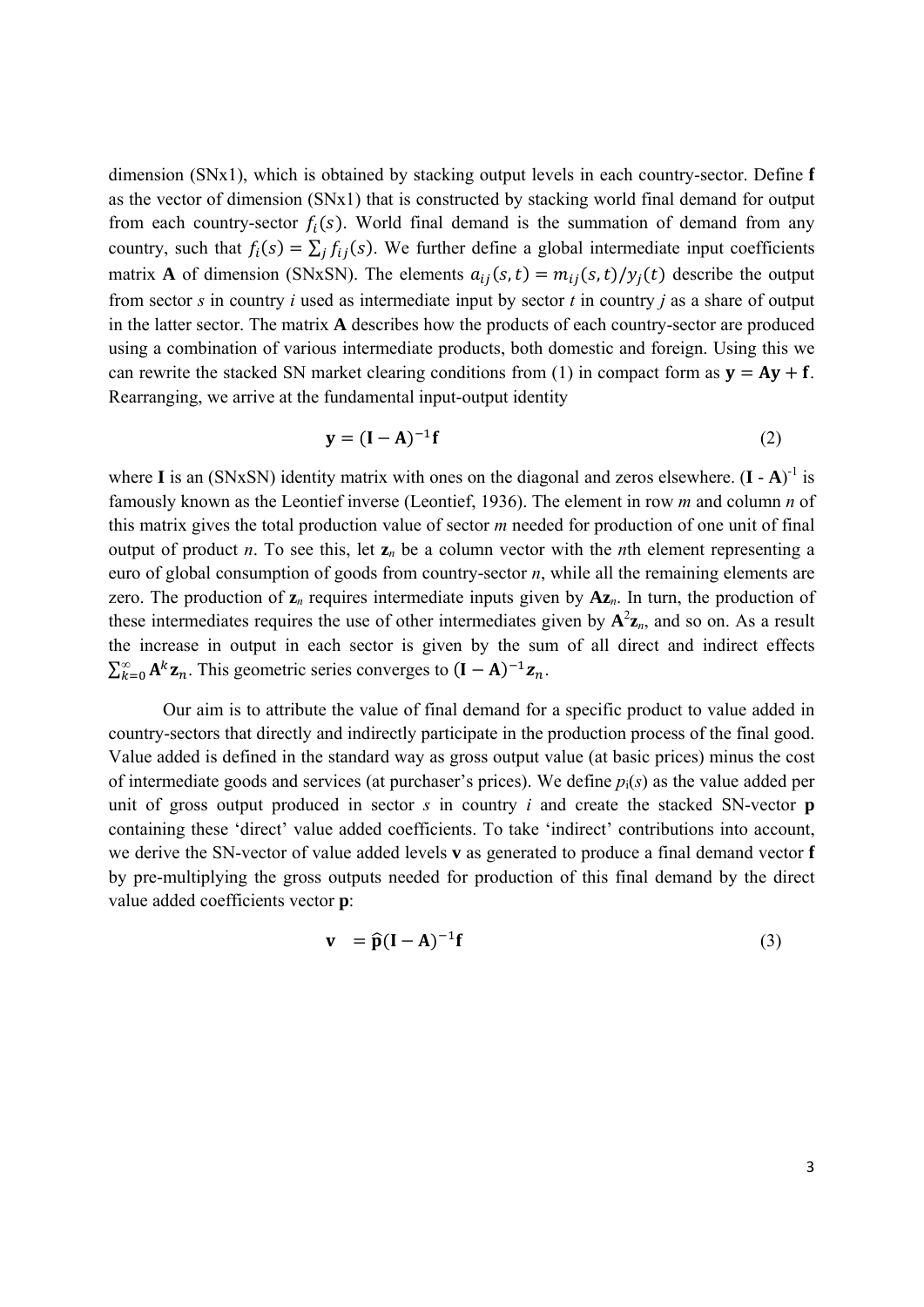dimension (SNx1), which is obtained by stacking output levels in each country-sector. Define **f** as the vector of dimension (SNx1) that is constructed by stacking world final demand for output from each country-sector $f_i(s)$. World final demand is the summation of demand from any country, such that $f_i(s) = \sum_j f_{ij}(s)$. We further define a global intermediate input coefficients matrix **A** of dimension (SNxSN). The elements $a_{ij}(s,t) = m_{ij}(s,t)/y_j(t)$ describe the output from sector *s* in country *i* used as intermediate input by sector *t* in country *j* as a share of output in the latter sector. The matrix **A** describes how the products of each country-sector are produced using a combination of various intermediate products, both domestic and foreign. Using this we can rewrite the stacked SN market clearing conditions from (1) in compact form as $\mathbf{y} = \mathbf{A}\mathbf{y} + \mathbf{f}$. Rearranging, we arrive at the fundamental input-output identity

$$\mathbf{y} = (\mathbf{I} - \mathbf{A})^{-1}\mathbf{f} \tag{2}$$

where **I** is an (SNxSN) identity matrix with ones on the diagonal and zeros elsewhere. $(\mathbf{I} - \mathbf{A})^{-1}$ is famously known as the Leontief inverse (Leontief, 1936). The element in row *m* and column *n* of this matrix gives the total production value of sector *m* needed for production of one unit of final output of product *n*. To see this, let $\mathbf{z}_n$ be a column vector with the *n*th element representing a euro of global consumption of goods from country-sector *n*, while all the remaining elements are zero. The production of $\mathbf{z}_n$ requires intermediate inputs given by $\mathbf{A}\mathbf{z}_n$. In turn, the production of these intermediates requires the use of other intermediates given by $\mathbf{A}^2\mathbf{z}_n$, and so on. As a result the increase in output in each sector is given by the sum of all direct and indirect effects $\sum_{k=0}^{\infty} \mathbf{A}^k \mathbf{z}_n$. This geometric series converges to $(\mathbf{I} - \mathbf{A})^{-1}\mathbf{z}_n$.

Our aim is to attribute the value of final demand for a specific product to value added in country-sectors that directly and indirectly participate in the production process of the final good. Value added is defined in the standard way as gross output value (at basic prices) minus the cost of intermediate goods and services (at purchaser's prices). We define $p_i(s)$ as the value added per unit of gross output produced in sector *s* in country *i* and create the stacked SN-vector **p** containing these 'direct' value added coefficients. To take 'indirect' contributions into account, we derive the SN-vector of value added levels **v** as generated to produce a final demand vector **f** by pre-multiplying the gross outputs needed for production of this final demand by the direct value added coefficients vector **p**:

$$\mathbf{v} \;\; = \hat{\mathbf{p}}(\mathbf{I} - \mathbf{A})^{-1}\mathbf{f} \tag{3}$$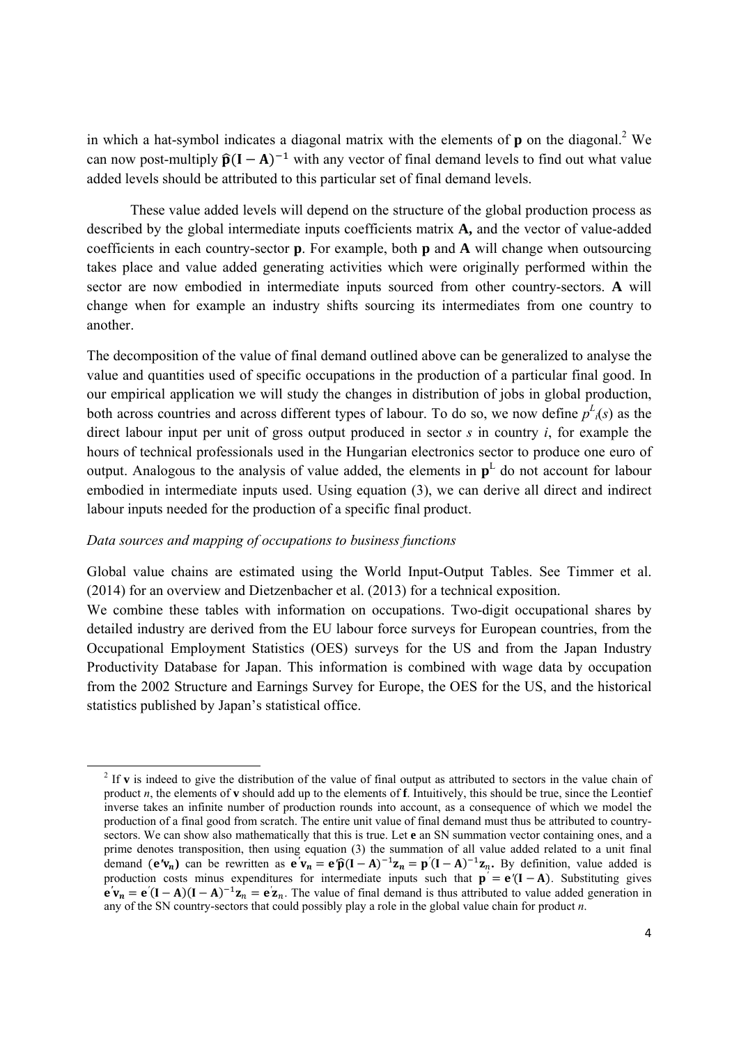in which a hat-symbol indicates a diagonal matrix with the elements of $\mathbf{p}$ on the diagonal.[2] We can now post-multiply $\widehat{\mathbf{p}}(\mathbf{I}-\mathbf{A})^{-1}$ with any vector of final demand levels to find out what value added levels should be attributed to this particular set of final demand levels.

These value added levels will depend on the structure of the global production process as described by the global intermediate inputs coefficients matrix **A,** and the vector of value-added coefficients in each country-sector $\mathbf{p}$. For example, both $\mathbf{p}$ and $\mathbf{A}$ will change when outsourcing takes place and value added generating activities which were originally performed within the sector are now embodied in intermediate inputs sourced from other country-sectors. $\mathbf{A}$ will change when for example an industry shifts sourcing its intermediates from one country to another.

The decomposition of the value of final demand outlined above can be generalized to analyse the value and quantities used of specific occupations in the production of a particular final good. In our empirical application we will study the changes in distribution of jobs in global production, both across countries and across different types of labour. To do so, we now define $p^L_i(s)$ as the direct labour input per unit of gross output produced in sector $s$ in country $i$, for example the hours of technical professionals used in the Hungarian electronics sector to produce one euro of output. Analogous to the analysis of value added, the elements in $\mathbf{p}^L$ do not account for labour embodied in intermediate inputs used. Using equation (3), we can derive all direct and indirect labour inputs needed for the production of a specific final product.

*Data sources and mapping of occupations to business functions*

Global value chains are estimated using the World Input-Output Tables. See Timmer et al. (2014) for an overview and Dietzenbacher et al. (2013) for a technical exposition.

We combine these tables with information on occupations. Two-digit occupational shares by detailed industry are derived from the EU labour force surveys for European countries, from the Occupational Employment Statistics (OES) surveys for the US and from the Japan Industry Productivity Database for Japan. This information is combined with wage data by occupation from the 2002 Structure and Earnings Survey for Europe, the OES for the US, and the historical statistics published by Japan's statistical office.

[2] If $\mathbf{v}$ is indeed to give the distribution of the value of final output as attributed to sectors in the value chain of product $n$, the elements of $\mathbf{v}$ should add up to the elements of $\mathbf{f}$. Intuitively, this should be true, since the Leontief inverse takes an infinite number of production rounds into account, as a consequence of which we model the production of a final good from scratch. The entire unit value of final demand must thus be attributed to country-sectors. We can show also mathematically that this is true. Let $\mathbf{e}$ an SN summation vector containing ones, and a prime denotes transposition, then using equation (3) the summation of all value added related to a unit final demand ($\mathbf{e}'\mathbf{v}_n$) can be rewritten as $\mathbf{e}'\mathbf{v}_n = \mathbf{e}'\widehat{\mathbf{p}}(\mathbf{I}-\mathbf{A})^{-1}\mathbf{z}_n = \mathbf{p}'(\mathbf{I}-\mathbf{A})^{-1}\mathbf{z}_n$. By definition, value added is production costs minus expenditures for intermediate inputs such that $\mathbf{p}' = \mathbf{e}'(\mathbf{I}-\mathbf{A})$. Substituting gives $\mathbf{e}'\mathbf{v}_n = \mathbf{e}'(\mathbf{I}-\mathbf{A})(\mathbf{I}-\mathbf{A})^{-1}\mathbf{z}_n = \mathbf{e}'\mathbf{z}_n$. The value of final demand is thus attributed to value added generation in any of the SN country-sectors that could possibly play a role in the global value chain for product $n$.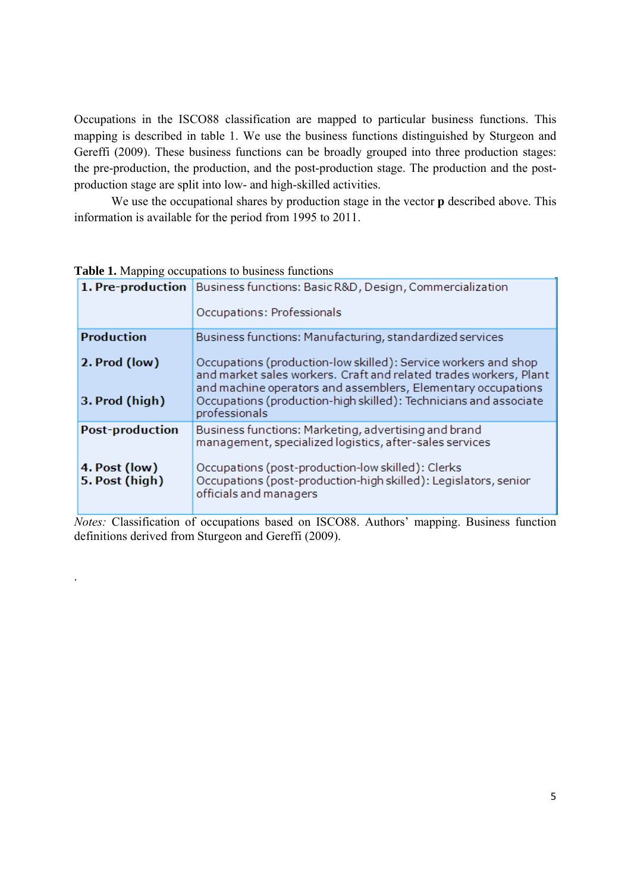Occupations in the ISCO88 classification are mapped to particular business functions. This mapping is described in table 1. We use the business functions distinguished by Sturgeon and Gereffi (2009). These business functions can be broadly grouped into three production stages: the pre-production, the production, and the post-production stage. The production and the post-production stage are split into low- and high-skilled activities.

We use the occupational shares by production stage in the vector **p** described above. This information is available for the period from 1995 to 2011.

**Table 1.** Mapping occupations to business functions

| | |
|---|---|
| **1. Pre-production** | Business functions: Basic R&D, Design, Commercialization<br><br>Occupations: Professionals |
| **Production**<br><br>**2. Prod (low)**<br><br>**3. Prod (high)** | Business functions: Manufacturing, standardized services<br><br>Occupations (production-low skilled): Service workers and shop and market sales workers. Craft and related trades workers, Plant and machine operators and assemblers, Elementary occupations<br>Occupations (production-high skilled): Technicians and associate professionals |
| **Post-production**<br><br>**4. Post (low)**<br>**5. Post (high)** | Business functions: Marketing, advertising and brand management, specialized logistics, after-sales services<br><br>Occupations (post-production-low skilled): Clerks<br>Occupations (post-production-high skilled): Legislators, senior officials and managers |

*Notes:* Classification of occupations based on ISCO88. Authors' mapping. Business function definitions derived from Sturgeon and Gereffi (2009).

.